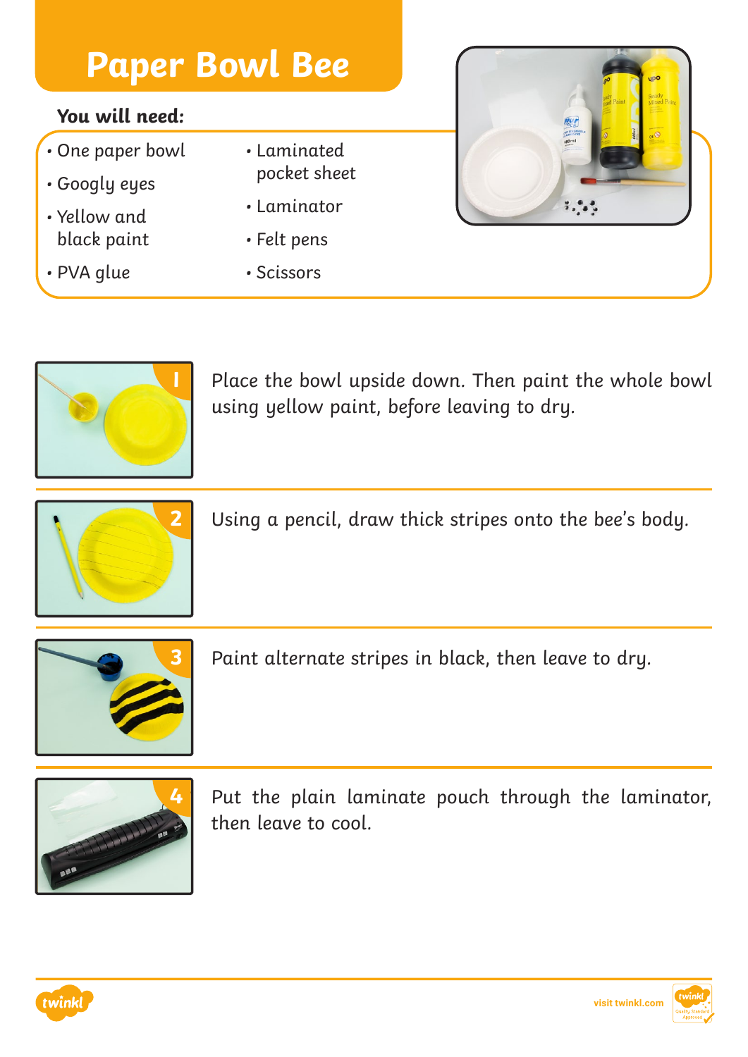# Paper Bowl Bee

**You will need:**

- One paper bowl
- Googly eyes
- Yellow and black paint
- PVA glue
- Laminated pocket sheet
- Laminator
- Felt pens
- Scissors

1. Place the bowl upside down. Then paint the whole bowl using yellow paint, before leaving to dry.

2. Using a pencil, draw thick stripes onto the bee's body.

3. Paint alternate stripes in black, then leave to dry.

4. Put the plain laminate pouch through the laminator, then leave to cool.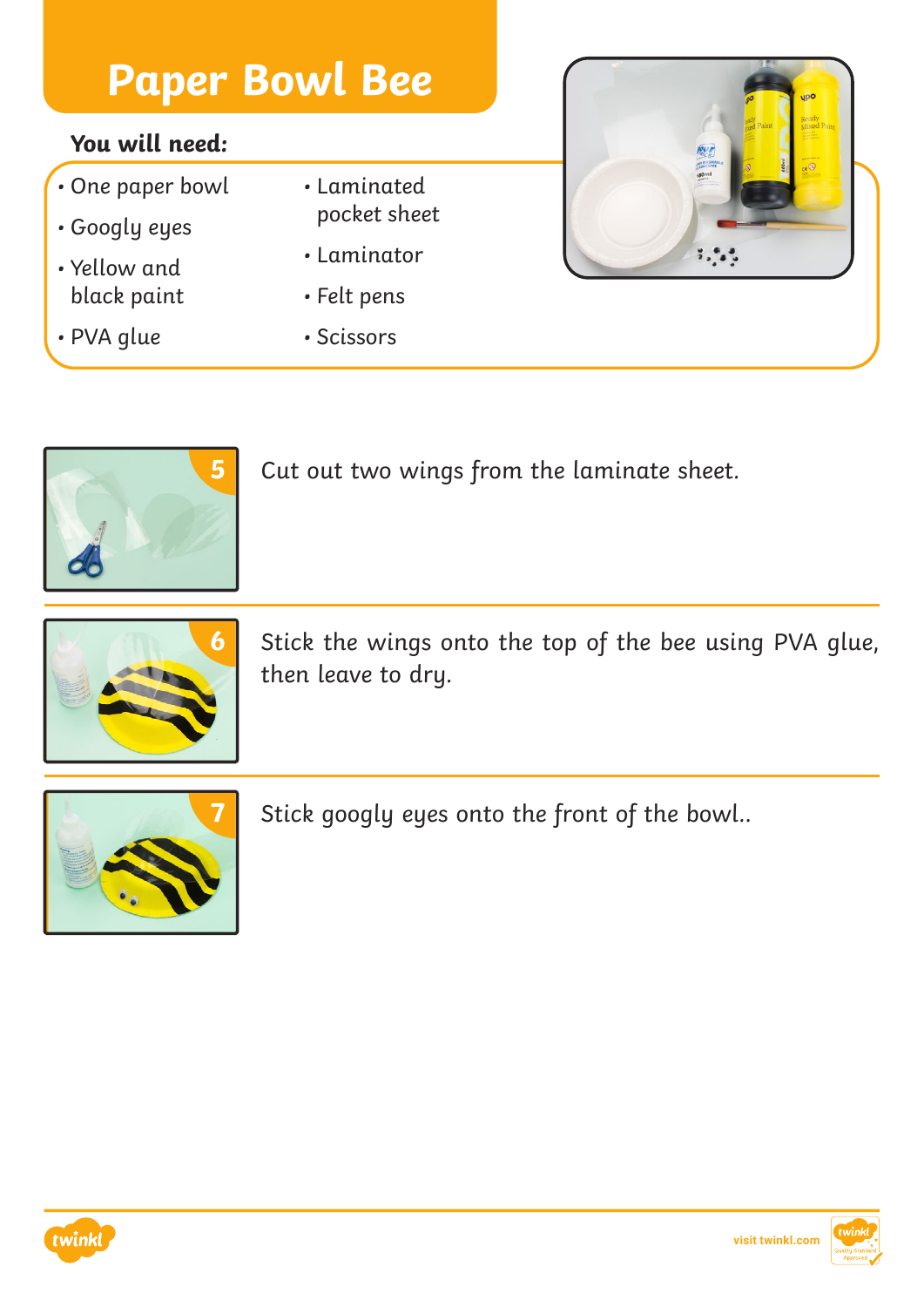# Paper Bowl Bee

**You will need:**

- One paper bowl
- Googly eyes
- Yellow and black paint
- PVA glue
- Laminated pocket sheet
- Laminator
- Felt pens
- Scissors

5. Cut out two wings from the laminate sheet.

6. Stick the wings onto the top of the bee using PVA glue, then leave to dry.

7. Stick googly eyes onto the front of the bowl..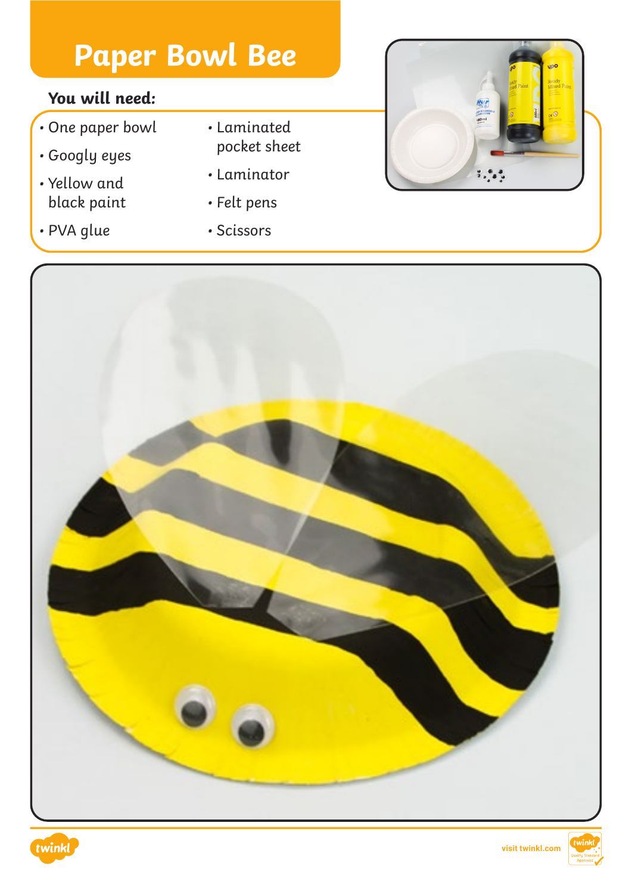# Paper Bowl Bee

**You will need:**

- One paper bowl
- Googly eyes
- Yellow and black paint
- PVA glue
- Laminated pocket sheet
- Laminator
- Felt pens
- Scissors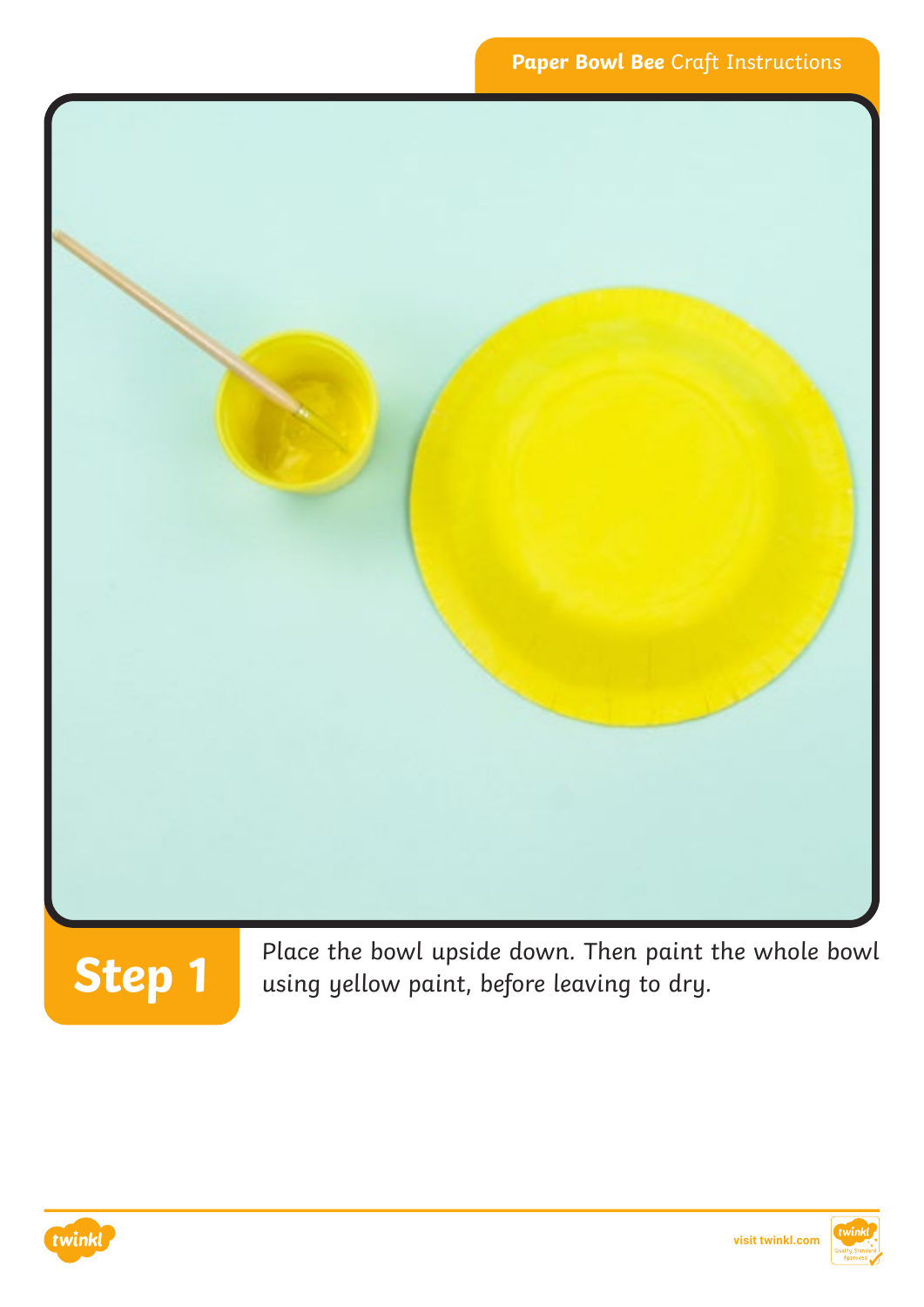## Step 1

Place the bowl upside down. Then paint the whole bowl using yellow paint, before leaving to dry.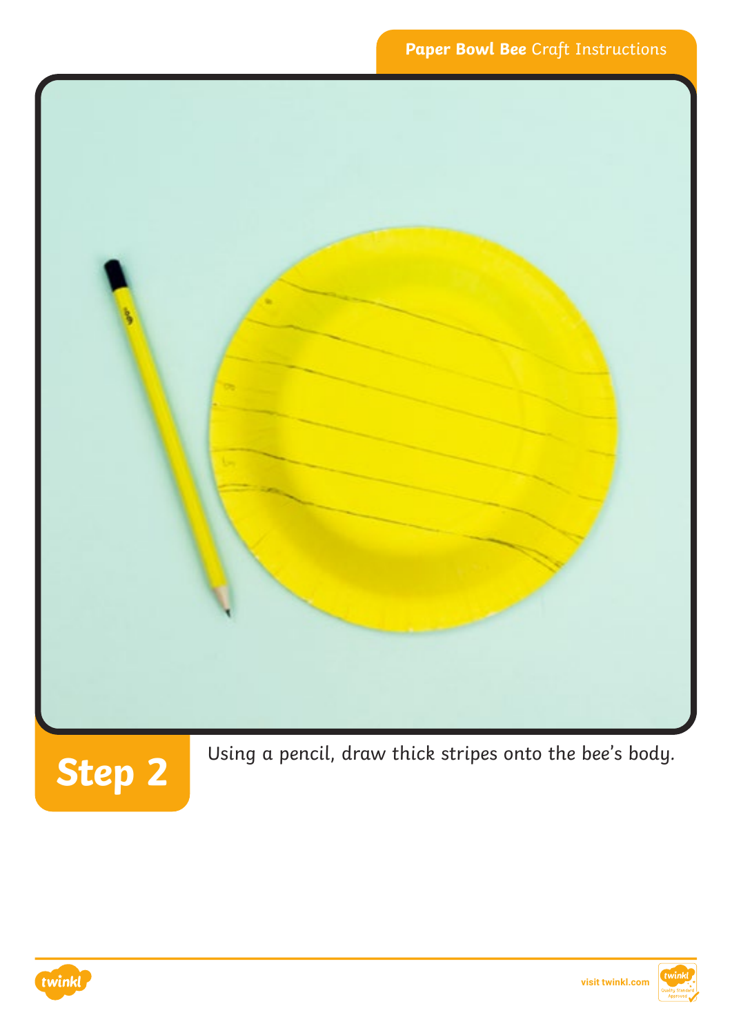## Step 2

Using a pencil, draw thick stripes onto the bee's body.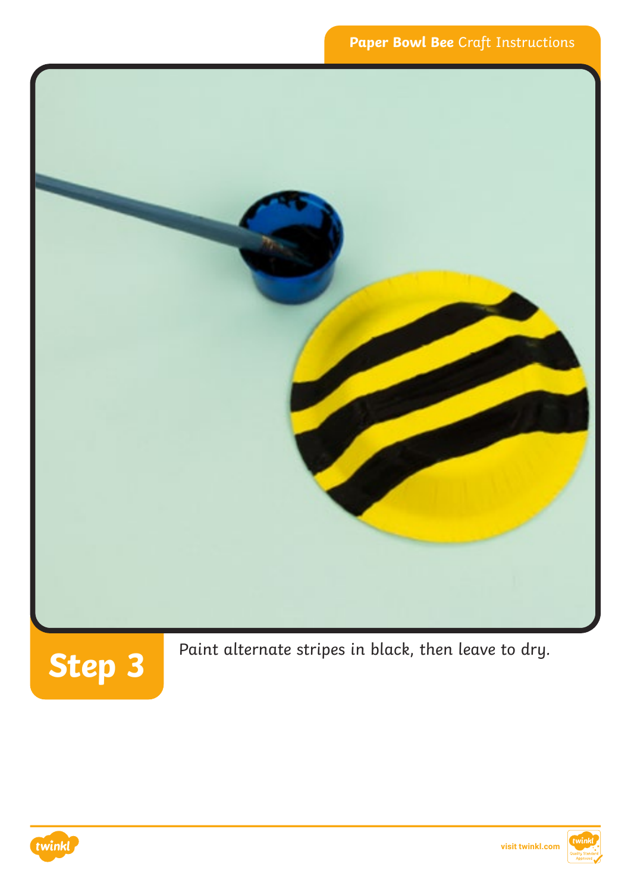## Step 3

Paint alternate stripes in black, then leave to dry.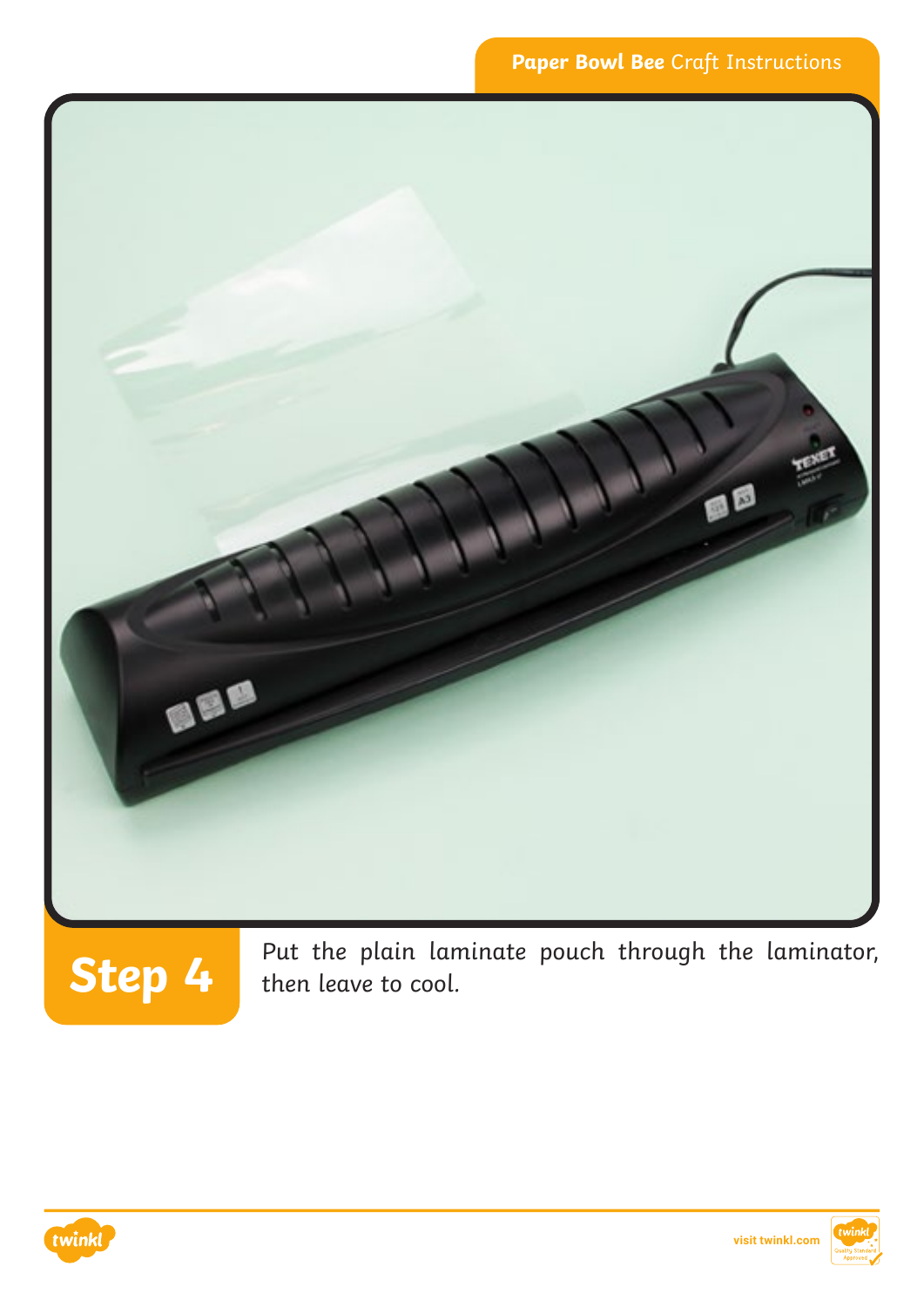## Step 4

Put the plain laminate pouch through the laminator, then leave to cool.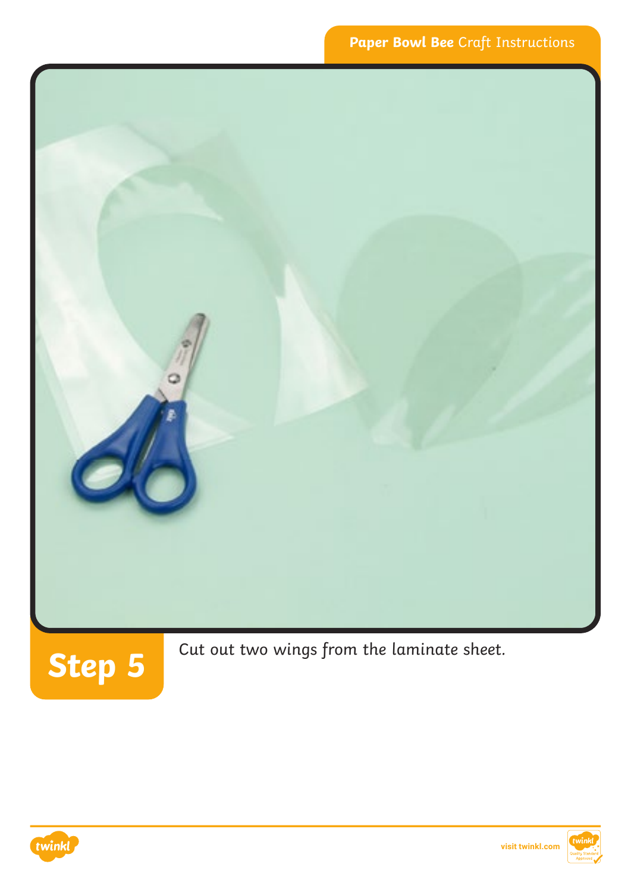## Step 5

Cut out two wings from the laminate sheet.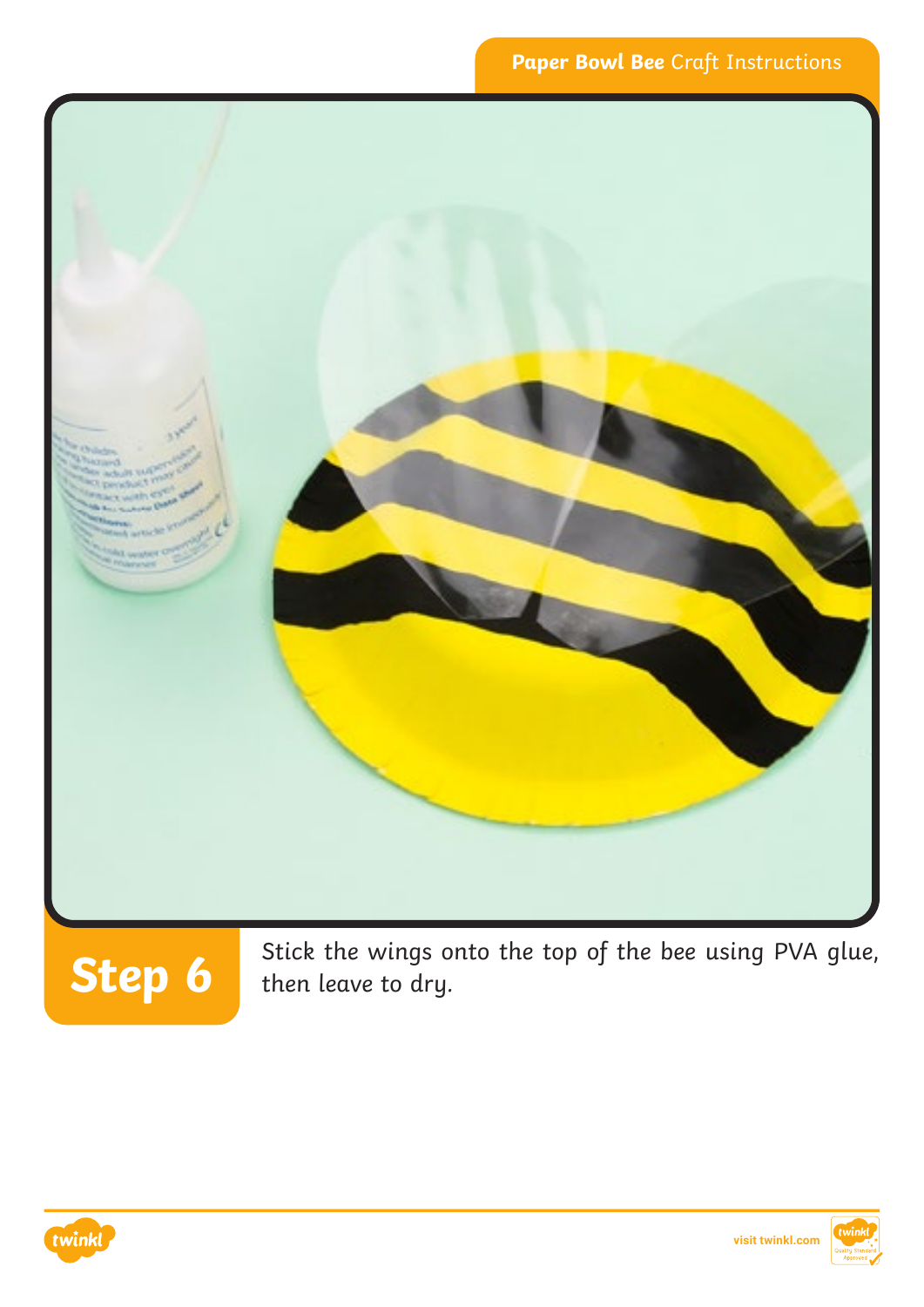## Step 6

Stick the wings onto the top of the bee using PVA glue, then leave to dry.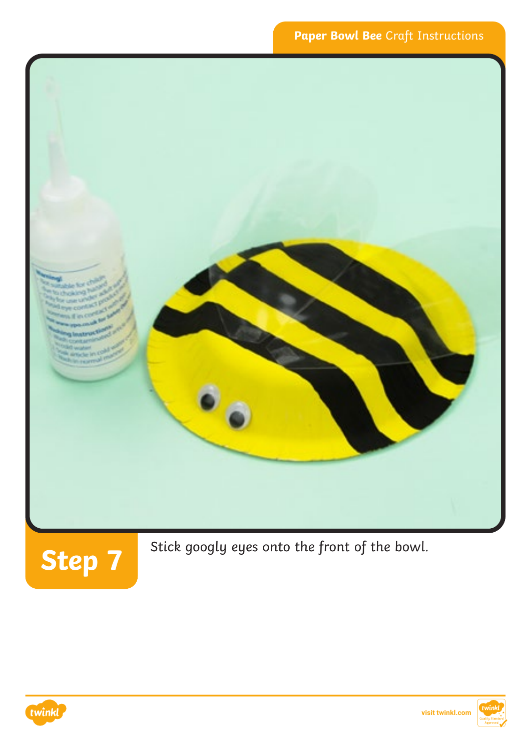## Step 7

Stick googly eyes onto the front of the bowl.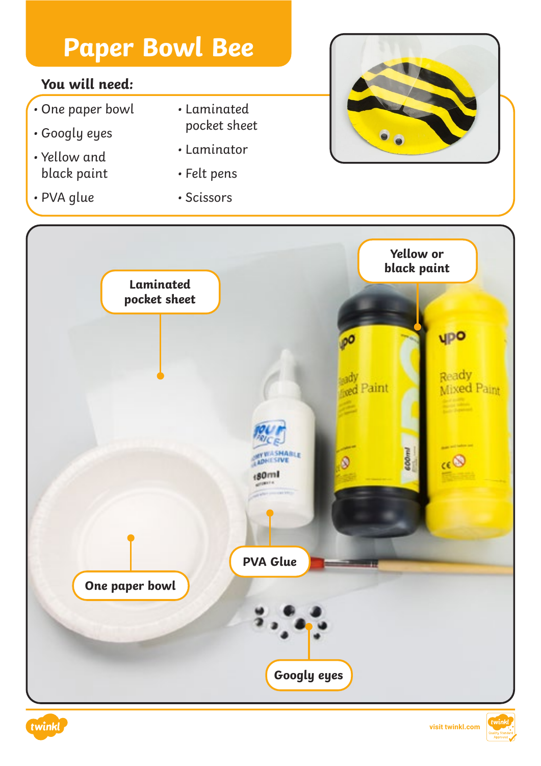# Paper Bowl Bee

**You will need:**

- One paper bowl
- Googly eyes
- Yellow and black paint
- PVA glue
- Laminated pocket sheet
- Laminator
- Felt pens
- Scissors

Laminated pocket sheet

Yellow or black paint

PVA Glue

One paper bowl

Googly eyes